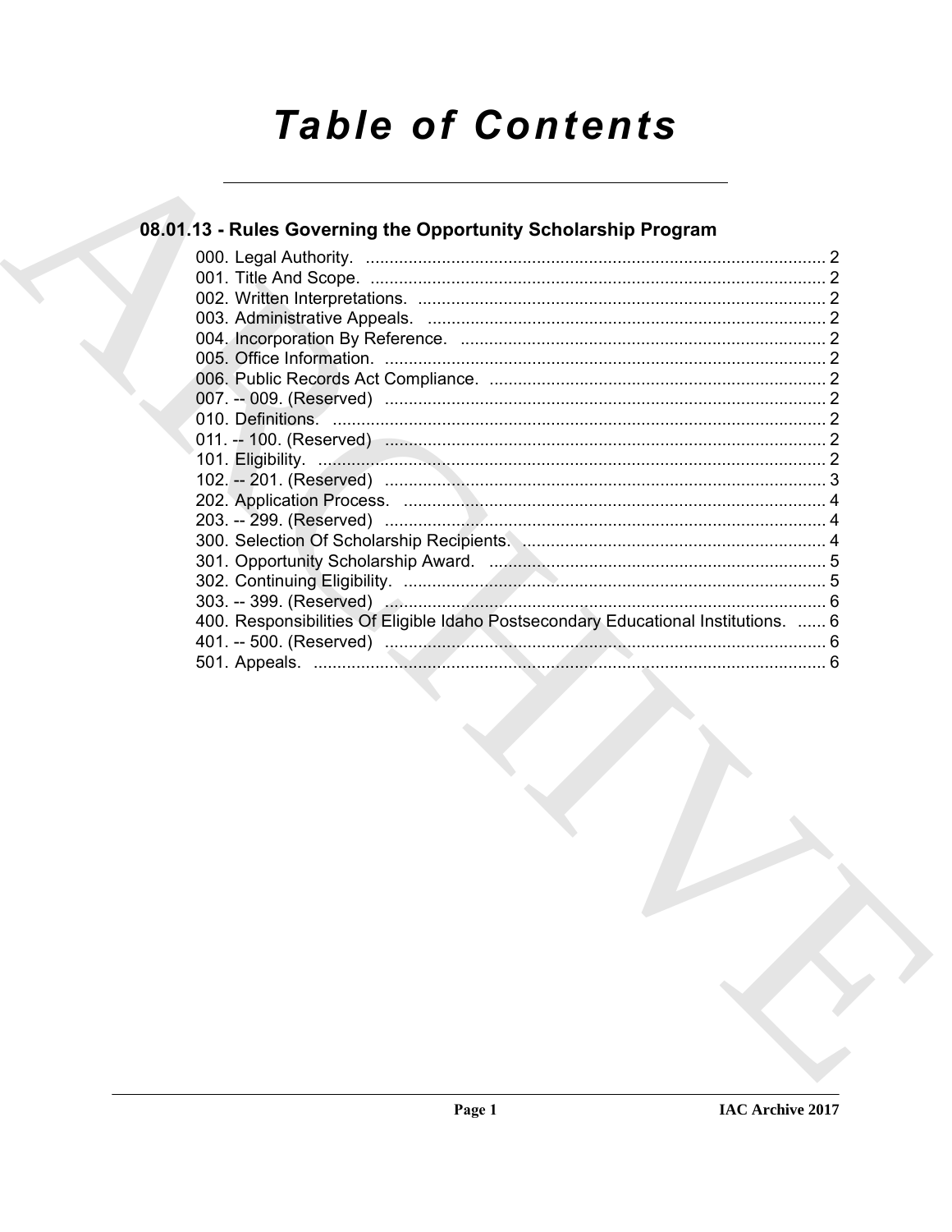# Table of Contents

## 08.01.13 - Rules Governing the Opportunity Scholarship Program

000. Legal Authority. ........................................................................................ 2
001. Title And Scope. ........................................................................................ 2
002. Written Interpretations. ................................................................................ 2
003. Administrative Appeals. ............................................................................... 2
004. Incorporation By Reference. ........................................................................ 2
005. Office Information. ...................................................................................... 2
006. Public Records Act Compliance. ................................................................. 2
007. -- 009. (Reserved) ...................................................................................... 2
010. Definitions. ................................................................................................. 2
011. -- 100. (Reserved) ...................................................................................... 2
101. Eligibility. .................................................................................................... 2
102. -- 201. (Reserved) ...................................................................................... 3
202. Application Process. ................................................................................... 4
203. -- 299. (Reserved) ...................................................................................... 4
300. Selection Of Scholarship Recipients. .......................................................... 4
301. Opportunity Scholarship Award. ................................................................. 5
302. Continuing Eligibility. .................................................................................. 5
303. -- 399. (Reserved) ...................................................................................... 6
400. Responsibilities Of Eligible Idaho Postsecondary Educational Institutions. ...... 6
401. -- 500. (Reserved) ...................................................................................... 6
501. Appeals. ..................................................................................................... 6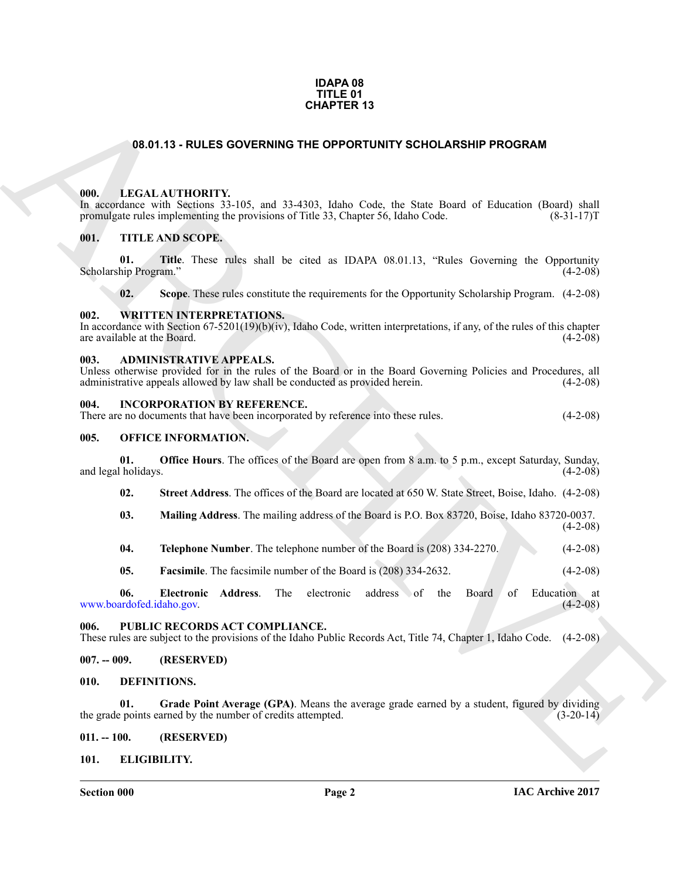**IDAPA 08**
**TITLE 01**
**CHAPTER 13**

# 08.01.13 - RULES GOVERNING THE OPPORTUNITY SCHOLARSHIP PROGRAM

### 000. LEGAL AUTHORITY.

In accordance with Sections 33-105, and 33-4303, Idaho Code, the State Board of Education (Board) shall promulgate rules implementing the provisions of Title 33, Chapter 56, Idaho Code. (8-31-17)T

### 001. TITLE AND SCOPE.

**01. Title**. These rules shall be cited as IDAPA 08.01.13, "Rules Governing the Opportunity Scholarship Program." (4-2-08)

**02. Scope**. These rules constitute the requirements for the Opportunity Scholarship Program. (4-2-08)

### 002. WRITTEN INTERPRETATIONS.

In accordance with Section 67-5201(19)(b)(iv), Idaho Code, written interpretations, if any, of the rules of this chapter are available at the Board. (4-2-08)

### 003. ADMINISTRATIVE APPEALS.

Unless otherwise provided for in the rules of the Board or in the Board Governing Policies and Procedures, all administrative appeals allowed by law shall be conducted as provided herein. (4-2-08)

### 004. INCORPORATION BY REFERENCE.

There are no documents that have been incorporated by reference into these rules. (4-2-08)

### 005. OFFICE INFORMATION.

**01. Office Hours**. The offices of the Board are open from 8 a.m. to 5 p.m., except Saturday, Sunday, and legal holidays. (4-2-08)

**02. Street Address**. The offices of the Board are located at 650 W. State Street, Boise, Idaho. (4-2-08)

**03. Mailing Address**. The mailing address of the Board is P.O. Box 83720, Boise, Idaho 83720-0037. (4-2-08)

**04. Telephone Number**. The telephone number of the Board is (208) 334-2270. (4-2-08)

**05. Facsimile**. The facsimile number of the Board is (208) 334-2632. (4-2-08)

**06. Electronic Address**. The electronic address of the Board of Education at www.boardofed.idaho.gov. (4-2-08)

### 006. PUBLIC RECORDS ACT COMPLIANCE.

These rules are subject to the provisions of the Idaho Public Records Act, Title 74, Chapter 1, Idaho Code. (4-2-08)

### 007. -- 009. (RESERVED)

### 010. DEFINITIONS.

**01. Grade Point Average (GPA)**. Means the average grade earned by a student, figured by dividing the grade points earned by the number of credits attempted. (3-20-14)

### 011. -- 100. (RESERVED)

### 101. ELIGIBILITY.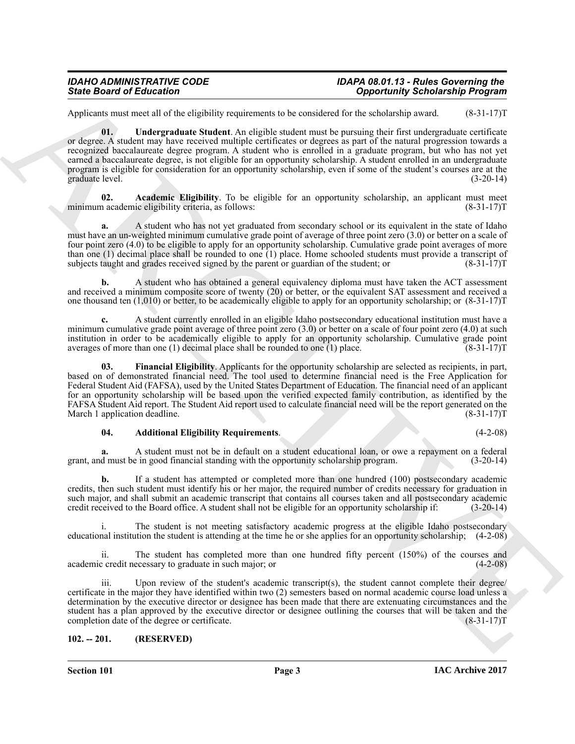Applicants must meet all of the eligibility requirements to be considered for the scholarship award. (8-31-17)T

**01. Undergraduate Student**. An eligible student must be pursuing their first undergraduate certificate or degree. A student may have received multiple certificates or degrees as part of the natural progression towards a recognized baccalaureate degree program. A student who is enrolled in a graduate program, but who has not yet earned a baccalaureate degree, is not eligible for an opportunity scholarship. A student enrolled in an undergraduate program is eligible for consideration for an opportunity scholarship, even if some of the student's courses are at the graduate level. (3-20-14)

**02. Academic Eligibility**. To be eligible for an opportunity scholarship, an applicant must meet minimum academic eligibility criteria, as follows: (8-31-17)T

**a.** A student who has not yet graduated from secondary school or its equivalent in the state of Idaho must have an un-weighted minimum cumulative grade point of average of three point zero (3.0) or better on a scale of four point zero (4.0) to be eligible to apply for an opportunity scholarship. Cumulative grade point averages of more than one (1) decimal place shall be rounded to one (1) place. Home schooled students must provide a transcript of subjects taught and grades received signed by the parent or guardian of the student; or (8-31-17)T

**b.** A student who has obtained a general equivalency diploma must have taken the ACT assessment and received a minimum composite score of twenty (20) or better, or the equivalent SAT assessment and received a one thousand ten (1,010) or better, to be academically eligible to apply for an opportunity scholarship; or (8-31-17)T

**c.** A student currently enrolled in an eligible Idaho postsecondary educational institution must have a minimum cumulative grade point average of three point zero (3.0) or better on a scale of four point zero (4.0) at such institution in order to be academically eligible to apply for an opportunity scholarship. Cumulative grade point averages of more than one (1) decimal place shall be rounded to one (1) place. (8-31-17)T

**03. Financial Eligibility**. Applicants for the opportunity scholarship are selected as recipients, in part, based on of demonstrated financial need. The tool used to determine financial need is the Free Application for Federal Student Aid (FAFSA), used by the United States Department of Education. The financial need of an applicant for an opportunity scholarship will be based upon the verified expected family contribution, as identified by the FAFSA Student Aid report. The Student Aid report used to calculate financial need will be the report generated on the March 1 application deadline. (8-31-17)T

**04. Additional Eligibility Requirements**. (4-2-08)

**a.** A student must not be in default on a student educational loan, or owe a repayment on a federal grant, and must be in good financial standing with the opportunity scholarship program. (3-20-14)

**b.** If a student has attempted or completed more than one hundred (100) postsecondary academic credits, then such student must identify his or her major, the required number of credits necessary for graduation in such major, and shall submit an academic transcript that contains all courses taken and all postsecondary academic credit received to the Board office. A student shall not be eligible for an opportunity scholarship if: (3-20-14)

i. The student is not meeting satisfactory academic progress at the eligible Idaho postsecondary educational institution the student is attending at the time he or she applies for an opportunity scholarship; (4-2-08)

ii. The student has completed more than one hundred fifty percent (150%) of the courses and academic credit necessary to graduate in such major; or (4-2-08)

iii. Upon review of the student's academic transcript(s), the student cannot complete their degree/certificate in the major they have identified within two (2) semesters based on normal academic course load unless a determination by the executive director or designee has been made that there are extenuating circumstances and the student has a plan approved by the executive director or designee outlining the courses that will be taken and the completion date of the degree or certificate. (8-31-17)T

**102. -- 201. (RESERVED)**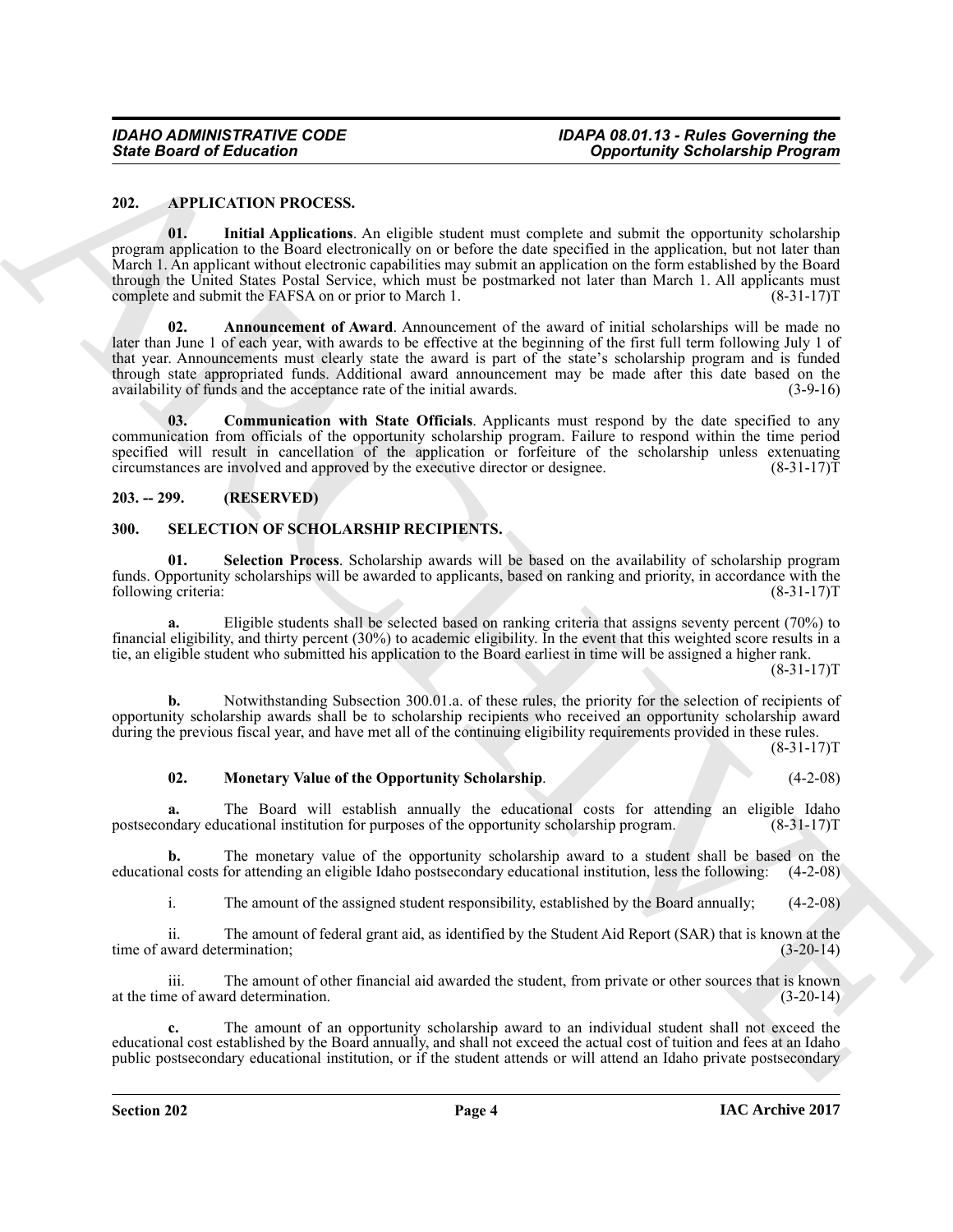## 202. APPLICATION PROCESS.

**01. Initial Applications**. An eligible student must complete and submit the opportunity scholarship program application to the Board electronically on or before the date specified in the application, but not later than March 1. An applicant without electronic capabilities may submit an application on the form established by the Board through the United States Postal Service, which must be postmarked not later than March 1. All applicants must complete and submit the FAFSA on or prior to March 1. (8-31-17)T

**02. Announcement of Award**. Announcement of the award of initial scholarships will be made no later than June 1 of each year, with awards to be effective at the beginning of the first full term following July 1 of that year. Announcements must clearly state the award is part of the state's scholarship program and is funded through state appropriated funds. Additional award announcement may be made after this date based on the availability of funds and the acceptance rate of the initial awards. (3-9-16)

**03. Communication with State Officials**. Applicants must respond by the date specified to any communication from officials of the opportunity scholarship program. Failure to respond within the time period specified will result in cancellation of the application or forfeiture of the scholarship unless extenuating circumstances are involved and approved by the executive director or designee. (8-31-17)T

## 203. -- 299. (RESERVED)

## 300. SELECTION OF SCHOLARSHIP RECIPIENTS.

**01. Selection Process**. Scholarship awards will be based on the availability of scholarship program funds. Opportunity scholarships will be awarded to applicants, based on ranking and priority, in accordance with the following criteria: (8-31-17)T

**a.** Eligible students shall be selected based on ranking criteria that assigns seventy percent (70%) to financial eligibility, and thirty percent (30%) to academic eligibility. In the event that this weighted score results in a tie, an eligible student who submitted his application to the Board earliest in time will be assigned a higher rank. (8-31-17)T

**b.** Notwithstanding Subsection 300.01.a. of these rules, the priority for the selection of recipients of opportunity scholarship awards shall be to scholarship recipients who received an opportunity scholarship award during the previous fiscal year, and have met all of the continuing eligibility requirements provided in these rules. (8-31-17)T

**02. Monetary Value of the Opportunity Scholarship**. (4-2-08)

**a.** The Board will establish annually the educational costs for attending an eligible Idaho postsecondary educational institution for purposes of the opportunity scholarship program. (8-31-17)T

**b.** The monetary value of the opportunity scholarship award to a student shall be based on the educational costs for attending an eligible Idaho postsecondary educational institution, less the following: (4-2-08)

i. The amount of the assigned student responsibility, established by the Board annually; (4-2-08)

ii. The amount of federal grant aid, as identified by the Student Aid Report (SAR) that is known at the time of award determination; (3-20-14)

iii. The amount of other financial aid awarded the student, from private or other sources that is known at the time of award determination. (3-20-14)

**c.** The amount of an opportunity scholarship award to an individual student shall not exceed the educational cost established by the Board annually, and shall not exceed the actual cost of tuition and fees at an Idaho public postsecondary educational institution, or if the student attends or will attend an Idaho private postsecondary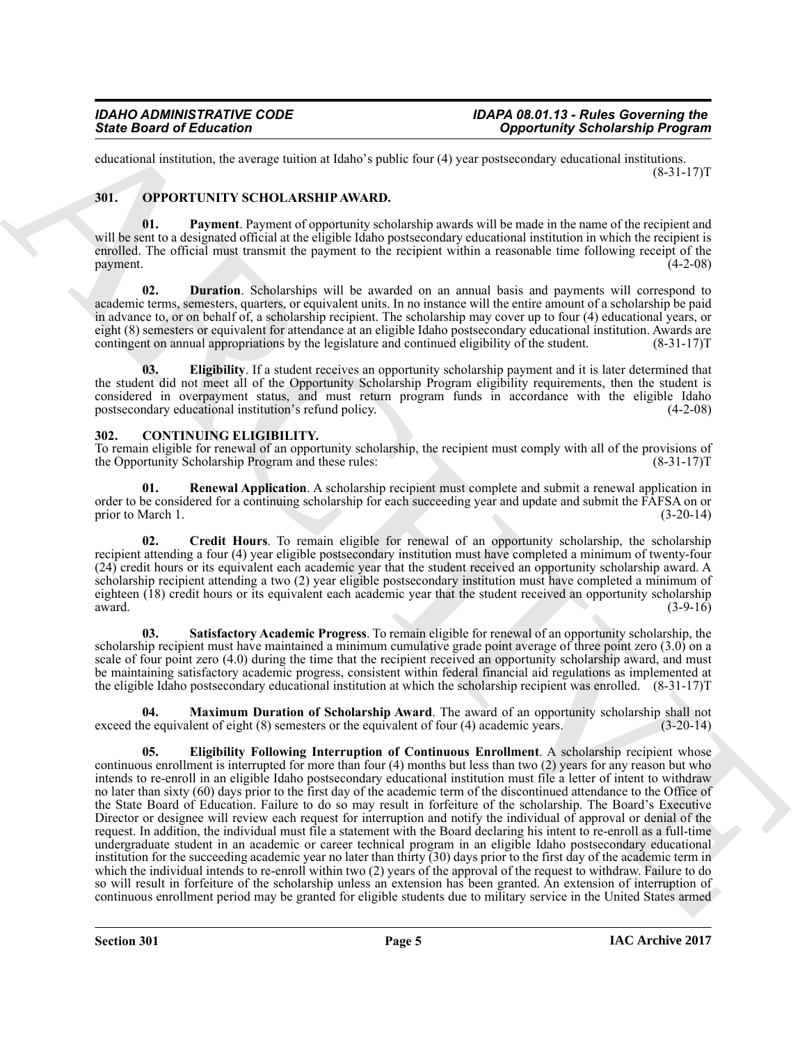educational institution, the average tuition at Idaho's public four (4) year postsecondary educational institutions. (8-31-17)T

## 301. OPPORTUNITY SCHOLARSHIP AWARD.

**01. Payment**. Payment of opportunity scholarship awards will be made in the name of the recipient and will be sent to a designated official at the eligible Idaho postsecondary educational institution in which the recipient is enrolled. The official must transmit the payment to the recipient within a reasonable time following receipt of the payment. (4-2-08)

**02. Duration**. Scholarships will be awarded on an annual basis and payments will correspond to academic terms, semesters, quarters, or equivalent units. In no instance will the entire amount of a scholarship be paid in advance to, or on behalf of, a scholarship recipient. The scholarship may cover up to four (4) educational years, or eight (8) semesters or equivalent for attendance at an eligible Idaho postsecondary educational institution. Awards are contingent on annual appropriations by the legislature and continued eligibility of the student. (8-31-17)T

**03. Eligibility**. If a student receives an opportunity scholarship payment and it is later determined that the student did not meet all of the Opportunity Scholarship Program eligibility requirements, then the student is considered in overpayment status, and must return program funds in accordance with the eligible Idaho postsecondary educational institution's refund policy. (4-2-08)

## 302. CONTINUING ELIGIBILITY.

To remain eligible for renewal of an opportunity scholarship, the recipient must comply with all of the provisions of the Opportunity Scholarship Program and these rules: (8-31-17)T

**01. Renewal Application**. A scholarship recipient must complete and submit a renewal application in order to be considered for a continuing scholarship for each succeeding year and update and submit the FAFSA on or prior to March 1. (3-20-14)

**02. Credit Hours**. To remain eligible for renewal of an opportunity scholarship, the scholarship recipient attending a four (4) year eligible postsecondary institution must have completed a minimum of twenty-four (24) credit hours or its equivalent each academic year that the student received an opportunity scholarship award. A scholarship recipient attending a two (2) year eligible postsecondary institution must have completed a minimum of eighteen (18) credit hours or its equivalent each academic year that the student received an opportunity scholarship award. (3-9-16)

**03. Satisfactory Academic Progress**. To remain eligible for renewal of an opportunity scholarship, the scholarship recipient must have maintained a minimum cumulative grade point average of three point zero (3.0) on a scale of four point zero (4.0) during the time that the recipient received an opportunity scholarship award, and must be maintaining satisfactory academic progress, consistent within federal financial aid regulations as implemented at the eligible Idaho postsecondary educational institution at which the scholarship recipient was enrolled. (8-31-17)T

**04. Maximum Duration of Scholarship Award**. The award of an opportunity scholarship shall not exceed the equivalent of eight (8) semesters or the equivalent of four (4) academic years. (3-20-14)

**05. Eligibility Following Interruption of Continuous Enrollment**. A scholarship recipient whose continuous enrollment is interrupted for more than four (4) months but less than two (2) years for any reason but who intends to re-enroll in an eligible Idaho postsecondary educational institution must file a letter of intent to withdraw no later than sixty (60) days prior to the first day of the academic term of the discontinued attendance to the Office of the State Board of Education. Failure to do so may result in forfeiture of the scholarship. The Board's Executive Director or designee will review each request for interruption and notify the individual of approval or denial of the request. In addition, the individual must file a statement with the Board declaring his intent to re-enroll as a full-time undergraduate student in an academic or career technical program in an eligible Idaho postsecondary educational institution for the succeeding academic year no later than thirty (30) days prior to the first day of the academic term in which the individual intends to re-enroll within two (2) years of the approval of the request to withdraw. Failure to do so will result in forfeiture of the scholarship unless an extension has been granted. An extension of interruption of continuous enrollment period may be granted for eligible students due to military service in the United States armed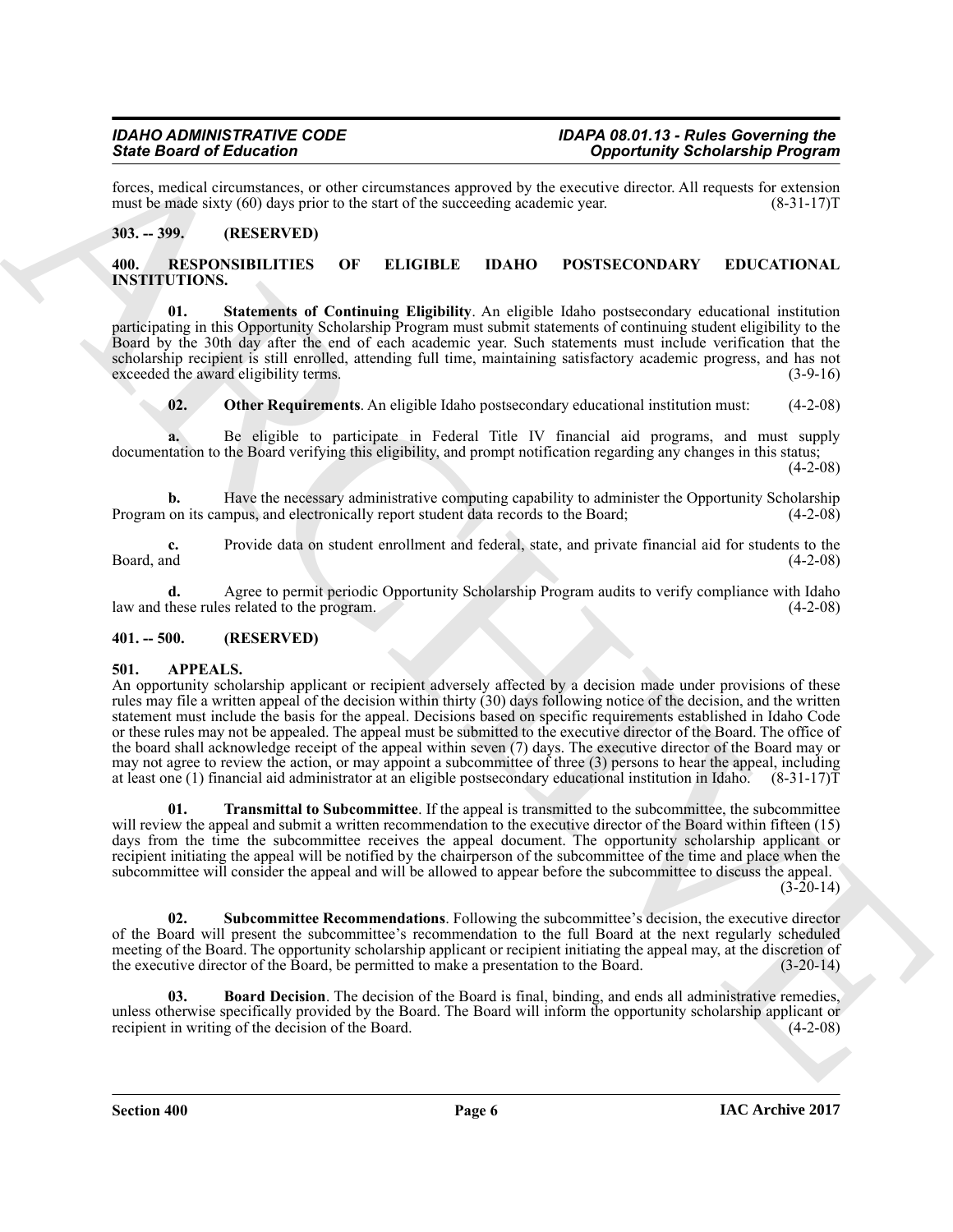forces, medical circumstances, or other circumstances approved by the executive director. All requests for extension must be made sixty (60) days prior to the start of the succeeding academic year. (8-31-17)T

## 303. -- 399. (RESERVED)

## 400. RESPONSIBILITIES OF ELIGIBLE IDAHO POSTSECONDARY EDUCATIONAL INSTITUTIONS.

**01. Statements of Continuing Eligibility**. An eligible Idaho postsecondary educational institution participating in this Opportunity Scholarship Program must submit statements of continuing student eligibility to the Board by the 30th day after the end of each academic year. Such statements must include verification that the scholarship recipient is still enrolled, attending full time, maintaining satisfactory academic progress, and has not exceeded the award eligibility terms. (3-9-16)

**02. Other Requirements**. An eligible Idaho postsecondary educational institution must: (4-2-08)

**a.** Be eligible to participate in Federal Title IV financial aid programs, and must supply documentation to the Board verifying this eligibility, and prompt notification regarding any changes in this status; (4-2-08)

**b.** Have the necessary administrative computing capability to administer the Opportunity Scholarship Program on its campus, and electronically report student data records to the Board; (4-2-08)

**c.** Provide data on student enrollment and federal, state, and private financial aid for students to the Board, and (4-2-08)

**d.** Agree to permit periodic Opportunity Scholarship Program audits to verify compliance with Idaho law and these rules related to the program. (4-2-08)

## 401. -- 500. (RESERVED)

## 501. APPEALS.

An opportunity scholarship applicant or recipient adversely affected by a decision made under provisions of these rules may file a written appeal of the decision within thirty (30) days following notice of the decision, and the written statement must include the basis for the appeal. Decisions based on specific requirements established in Idaho Code or these rules may not be appealed. The appeal must be submitted to the executive director of the Board. The office of the board shall acknowledge receipt of the appeal within seven (7) days. The executive director of the Board may or may not agree to review the action, or may appoint a subcommittee of three (3) persons to hear the appeal, including at least one (1) financial aid administrator at an eligible postsecondary educational institution in Idaho. (8-31-17)T

**01. Transmittal to Subcommittee**. If the appeal is transmitted to the subcommittee, the subcommittee will review the appeal and submit a written recommendation to the executive director of the Board within fifteen (15) days from the time the subcommittee receives the appeal document. The opportunity scholarship applicant or recipient initiating the appeal will be notified by the chairperson of the subcommittee of the time and place when the subcommittee will consider the appeal and will be allowed to appear before the subcommittee to discuss the appeal. (3-20-14)

**02. Subcommittee Recommendations**. Following the subcommittee's decision, the executive director of the Board will present the subcommittee's recommendation to the full Board at the next regularly scheduled meeting of the Board. The opportunity scholarship applicant or recipient initiating the appeal may, at the discretion of the executive director of the Board, be permitted to make a presentation to the Board. (3-20-14)

**03. Board Decision**. The decision of the Board is final, binding, and ends all administrative remedies, unless otherwise specifically provided by the Board. The Board will inform the opportunity scholarship applicant or recipient in writing of the decision of the Board. (4-2-08)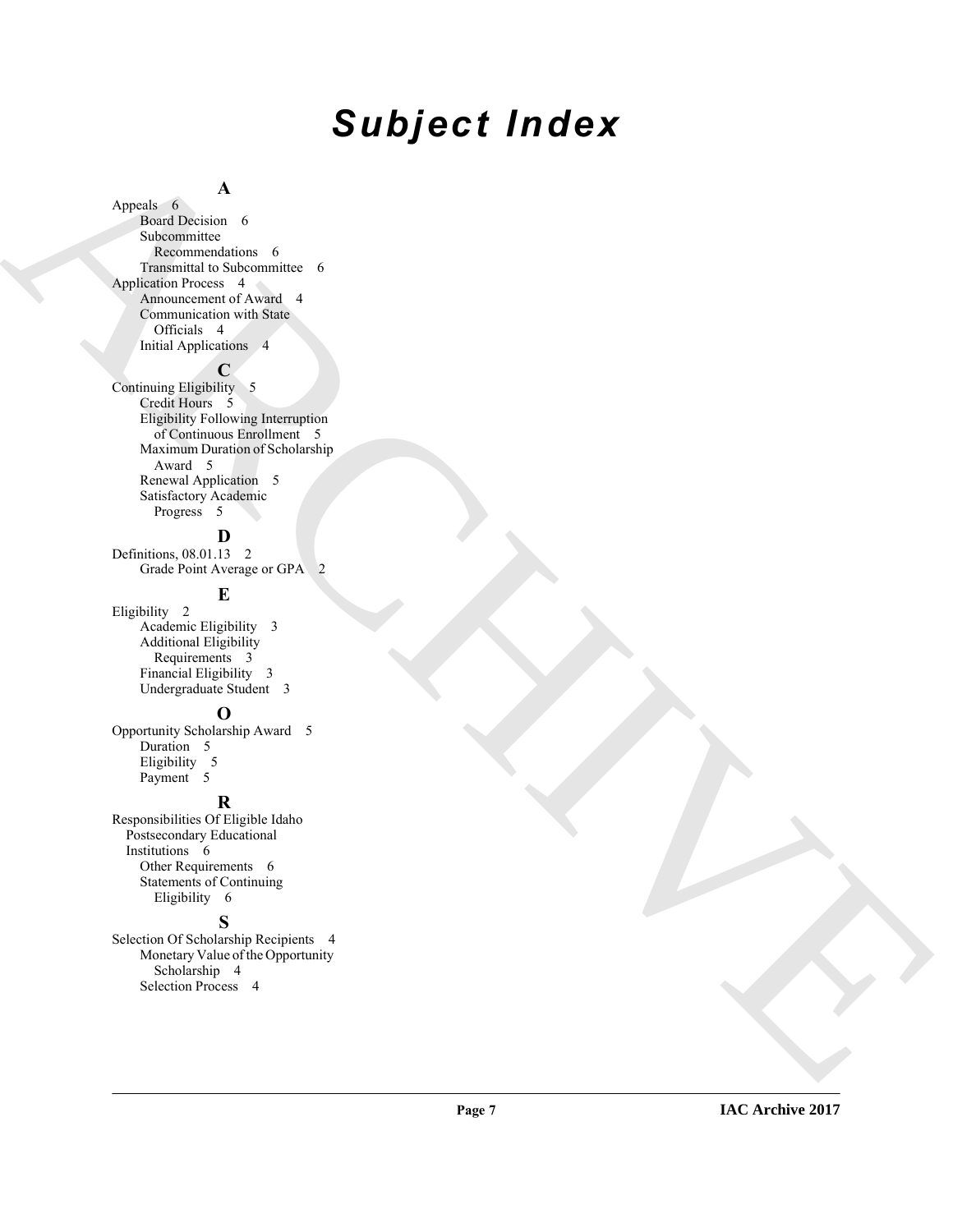# Subject Index

**A**

Appeals 6
- Board Decision 6
- Subcommittee Recommendations 6
- Transmittal to Subcommittee 6

Application Process 4
- Announcement of Award 4
- Communication with State Officials 4
- Initial Applications 4

**C**

Continuing Eligibility 5
- Credit Hours 5
- Eligibility Following Interruption of Continuous Enrollment 5
- Maximum Duration of Scholarship Award 5
- Renewal Application 5
- Satisfactory Academic Progress 5

**D**

Definitions, 08.01.13 2
- Grade Point Average or GPA 2

**E**

Eligibility 2
- Academic Eligibility 3
- Additional Eligibility Requirements 3
- Financial Eligibility 3
- Undergraduate Student 3

**O**

Opportunity Scholarship Award 5
- Duration 5
- Eligibility 5
- Payment 5

**R**

Responsibilities Of Eligible Idaho Postsecondary Educational Institutions 6
- Other Requirements 6
- Statements of Continuing Eligibility 6

**S**

Selection Of Scholarship Recipients 4
- Monetary Value of the Opportunity Scholarship 4
- Selection Process 4